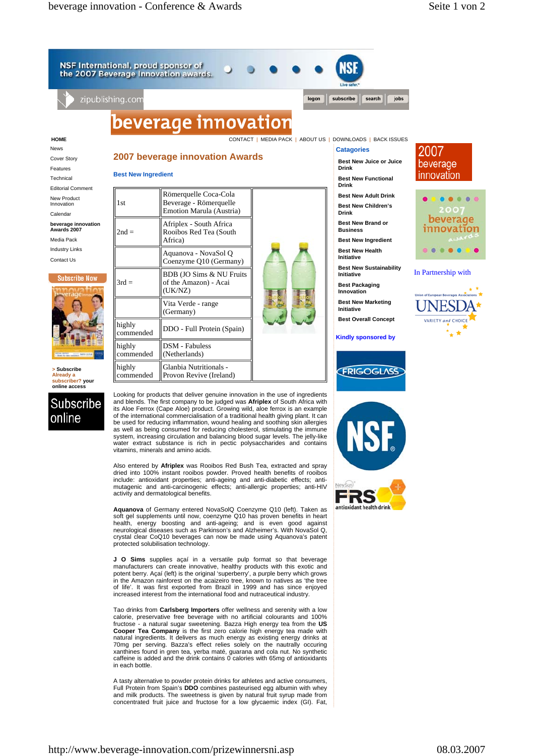NSF International, proud sponsor of the 2007 Beverage Innovation awards

zipublishing.com

logon | subscribe | search | jobs

# beverage innovation

HOME | CONTACT | MEDIA PACK | ABOUT US | DOWNLOADS | BACK ISSUES

- News
- Cover Story
- Features
- Technical
- Editorial Comment
- New Product Innovation
- Calendar
- beverage innovation Awards 2007
- Media Pack
- Industry Links
- Contact Us

Subscribe Now

> Subscribe
Already a subscriber? your online access

Subscribe online

## 2007 beverage innovation Awards

### Best New Ingredient

| | |
|---|---|
| 1st | Römerquelle Coca-Cola Beverage - Römerquelle Emotion Marula (Austria) |
| 2nd = | Afriplex - South Africa Rooibos Red Tea (South Africa) |
| | Aquanova - NovaSol Q Coenzyme Q10 (Germany) |
| 3rd = | BDB (JO Sims & NU Fruits of the Amazon) - Acai (UK/NZ) |
| | Vita Verde - range (Germany) |
| highly commended | DDO - Full Protein (Spain) |
| highly commended | DSM - Fabuless (Netherlands) |
| highly commended | Glanbia Nutritionals - Provon Revive (Ireland) |

Looking for products that deliver genuine innovation in the use of ingredients and blends. The first company to be judged was **Afriplex** of South Africa with its Aloe Ferrox (Cape Aloe) product. Growing wild, aloe ferrox is an example of the international commercialisation of a traditional healing giving plant. It can be used for reducing inflammation, wound healing and soothing skin allergies as well as being consumed for reducing cholesterol, stimulating the immune system, increasing circulation and balancing blood sugar levels. The jelly-like water extract substance is rich in pectic polysaccharides and contains vitamins, minerals and amino acids.

Also entered by **Afriplex** was Rooibos Red Bush Tea, extracted and spray dried into 100% instant rooibos powder. Proved health benefits of rooibos include: antioxidant properties; anti-ageing; anti-diabetic effects; anti-mutagenic and anti-carcinogenic effects; anti-allergic properties; anti-HIV activity and dermatological benefits.

**Aquanova** of Germany entered NovaSolQ Coenzyme Q10 (left). Taken as soft gel supplements until now, coenzyme Q10 has proven benefits in heart health, energy boosting and anti-ageing; and is even good against neurological diseases such as Parkinson's and Alzheimer's. With NovaSol Q, crystal clear CoQ10 beverages can now be made using Aquanova's patent protected solubilisation technology.

**J O Sims** supplies açaí in a versatile pulp format so that beverage manufacturers can create innovative, healthy products with this exotic and potent berry. Açaí (left) is the original 'superberry', a purple berry which grows in the Amazon rainforest on the acaizeiro tree, known to natives as 'the tree of life'. It was first exported from Brazil in 1999 and has since enjoyed increased interest from the international food and nutraceutical industry.

Tao drinks from **Carlsberg Importers** offer wellness and serenity with a low calorie, preservative free beverage with no artificial colourants and 100% fructose - a natural sugar sweetening. Bazza High energy tea from the **US Cooper Tea Company** is the first zero calorie high energy tea made with natural ingredients. It delivers as much energy as existing energy drinks at 70mg per serving. Bazza's effect relies solely on the nautrally occuring xanthines found in green tea, yerba maté, guarana and cola nut. No synthetic caffeine is added and the drink contains 0 calories with 65mg of antioxidants in each bottle.

A tasty alternative to powder protein drinks for athletes and active consumers, Full Protein from Spain's **DDO** combines pasteurised egg albumin with whey and milk products. The sweetness is given by natural fruit syrup made from concentrated fruit juice and fructose for a low glycaemic index (GI). Fat,

### Catagories

- Best New Juice or Juice Drink
- Best New Functional Drink
- Best New Adult Drink
- Best New Children's Drink
- Best New Brand or Business
- Best New Ingredient
- Best New Health Initiative
- Best New Sustainability Initiative
- Best Packaging Innovation
- Best New Marketing Initiative
- Best Overall Concept

**Kindly sponsored by**

FRIGOGLASS

NSF

NewSun FRS antioxidant health drink

2007 beverage innovation

2007 beverage innovation awards

In Partnership with

Union of European Beverages Associations UNESDA VARIETY and CHOICE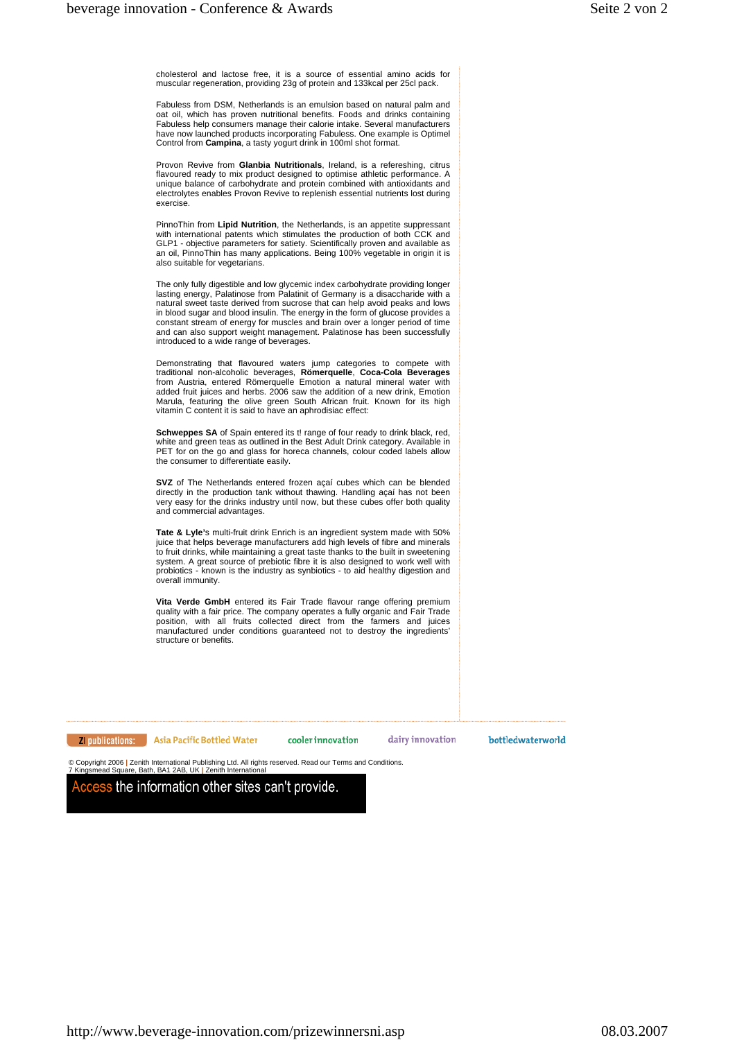cholesterol and lactose free, it is a source of essential amino acids for muscular regeneration, providing 23g of protein and 133kcal per 25cl pack.

Fabuless from DSM, Netherlands is an emulsion based on natural palm and oat oil, which has proven nutritional benefits. Foods and drinks containing Fabuless help consumers manage their calorie intake. Several manufacturers have now launched products incorporating Fabuless. One example is Optimel Control from **Campina**, a tasty yogurt drink in 100ml shot format.

Provon Revive from **Glanbia Nutritionals**, Ireland, is a refereshing, citrus flavoured ready to mix product designed to optimise athletic performance. A unique balance of carbohydrate and protein combined with antioxidants and electrolytes enables Provon Revive to replenish essential nutrients lost during exercise.

PinnoThin from **Lipid Nutrition**, the Netherlands, is an appetite suppressant with international patents which stimulates the production of both CCK and GLP1 - objective parameters for satiety. Scientifically proven and available as an oil, PinnoThin has many applications. Being 100% vegetable in origin it is also suitable for vegetarians.

The only fully digestible and low glycemic index carbohydrate providing longer lasting energy, Palatinose from Palatinit of Germany is a disaccharide with a natural sweet taste derived from sucrose that can help avoid peaks and lows in blood sugar and blood insulin. The energy in the form of glucose provides a constant stream of energy for muscles and brain over a longer period of time and can also support weight management. Palatinose has been successfully introduced to a wide range of beverages.

Demonstrating that flavoured waters jump categories to compete with traditional non-alcoholic beverages, **Römerquelle**, **Coca-Cola Beverages** from Austria, entered Römerquelle Emotion a natural mineral water with added fruit juices and herbs. 2006 saw the addition of a new drink, Emotion Marula, featuring the olive green South African fruit. Known for its high vitamin C content it is said to have an aphrodisiac effect:

**Schweppes SA** of Spain entered its t! range of four ready to drink black, red, white and green teas as outlined in the Best Adult Drink category. Available in PET for on the go and glass for horeca channels, colour coded labels allow the consumer to differentiate easily.

**SVZ** of The Netherlands entered frozen açaí cubes which can be blended directly in the production tank without thawing. Handling açaí has not been very easy for the drinks industry until now, but these cubes offer both quality and commercial advantages.

**Tate & Lyle's** multi-fruit drink Enrich is an ingredient system made with 50% juice that helps beverage manufacturers add high levels of fibre and minerals to fruit drinks, while maintaining a great taste thanks to the built in sweetening system. A great source of prebiotic fibre it is also designed to work well with probiotics - known is the industry as synbiotics - to aid healthy digestion and overall immunity.

**Vita Verde GmbH** entered its Fair Trade flavour range offering premium quality with a fair price. The company operates a fully organic and Fair Trade position, with all fruits collected direct from the farmers and juices manufactured under conditions guaranteed not to destroy the ingredients' structure or benefits.

ZI publications: Asia Pacific Bottled Water | cooler innovation | dairy innovation | bottledwaterworld

© Copyright 2006 | Zenith International Publishing Ltd. All rights reserved. Read our Terms and Conditions.
7 Kingsmead Square, Bath, BA1 2AB, UK | Zenith International

Access the information other sites can't provide.